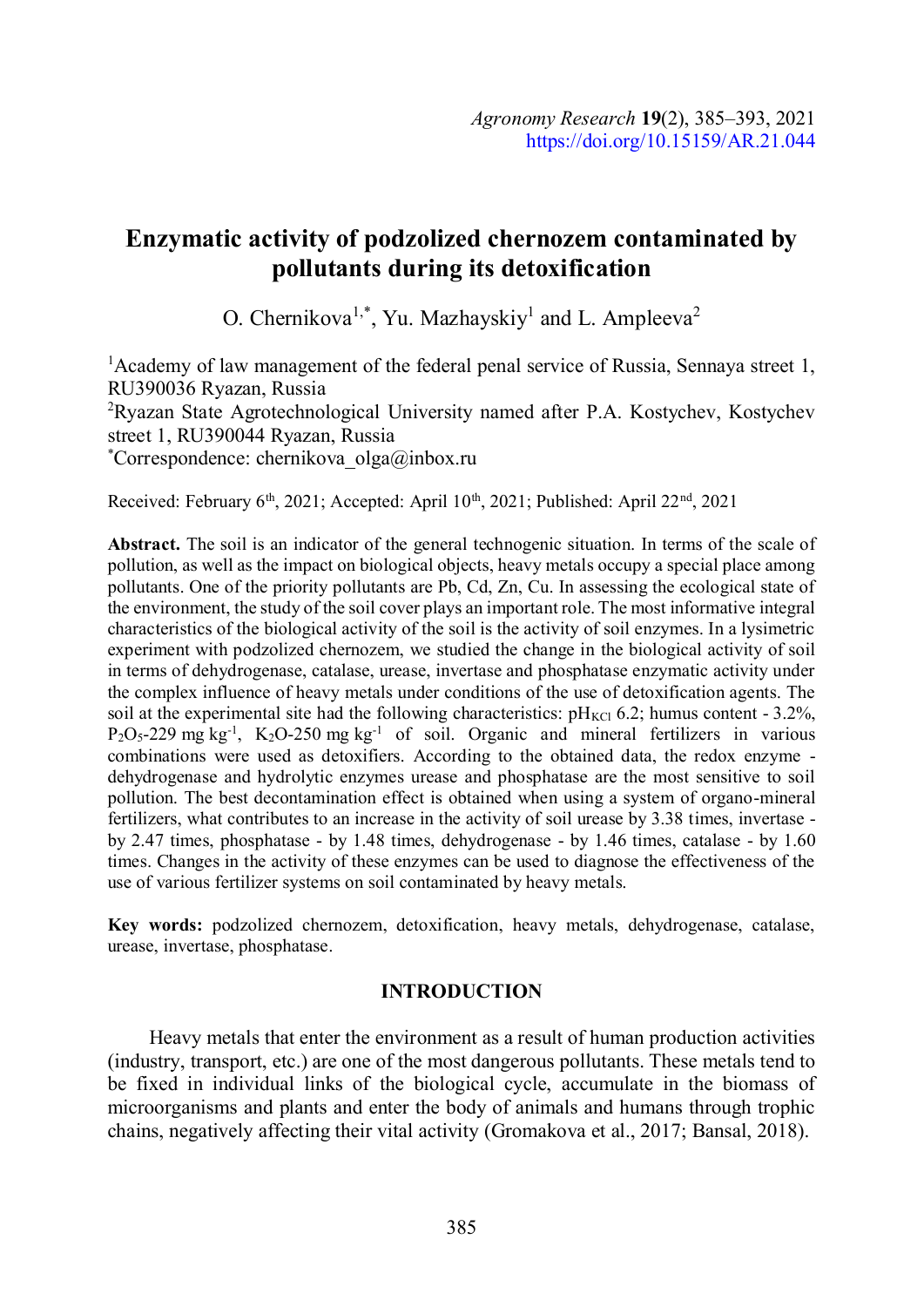# Enzymatic activity of podzolized chernozem contaminated by pollutants during its detoxification

O. Chernikova[1,*], Yu. Mazhayskiy[1] and L. Ampleeva[2]

[1]Academy of law management of the federal penal service of Russia, Sennaya street 1, RU390036 Ryazan, Russia

[2]Ryazan State Agrotechnological University named after P.A. Kostychev, Kostychev street 1, RU390044 Ryazan, Russia

[*]Correspondence: chernikova_olga@inbox.ru

Received: February 6th, 2021; Accepted: April 10th, 2021; Published: April 22nd, 2021

**Abstract.** The soil is an indicator of the general technogenic situation. In terms of the scale of pollution, as well as the impact on biological objects, heavy metals occupy a special place among pollutants. One of the priority pollutants are Pb, Cd, Zn, Cu. In assessing the ecological state of the environment, the study of the soil cover plays an important role. The most informative integral characteristics of the biological activity of the soil is the activity of soil enzymes. In a lysimetric experiment with podzolized chernozem, we studied the change in the biological activity of soil in terms of dehydrogenase, catalase, urease, invertase and phosphatase enzymatic activity under the complex influence of heavy metals under conditions of the use of detoxification agents. The soil at the experimental site had the following characteristics: $pH_{KCl}$ 6.2; humus content - 3.2%, $P_2O_5$-229 mg $kg^{-1}$, $K_2O$-250 mg $kg^{-1}$ of soil. Organic and mineral fertilizers in various combinations were used as detoxifiers. According to the obtained data, the redox enzyme - dehydrogenase and hydrolytic enzymes urease and phosphatase are the most sensitive to soil pollution. The best decontamination effect is obtained when using a system of organo-mineral fertilizers, what contributes to an increase in the activity of soil urease by 3.38 times, invertase - by 2.47 times, phosphatase - by 1.48 times, dehydrogenase - by 1.46 times, catalase - by 1.60 times. Changes in the activity of these enzymes can be used to diagnose the effectiveness of the use of various fertilizer systems on soil contaminated by heavy metals.

**Key words:** podzolized chernozem, detoxification, heavy metals, dehydrogenase, catalase, urease, invertase, phosphatase.

## INTRODUCTION

Heavy metals that enter the environment as a result of human production activities (industry, transport, etc.) are one of the most dangerous pollutants. These metals tend to be fixed in individual links of the biological cycle, accumulate in the biomass of microorganisms and plants and enter the body of animals and humans through trophic chains, negatively affecting their vital activity (Gromakova et al., 2017; Bansal, 2018).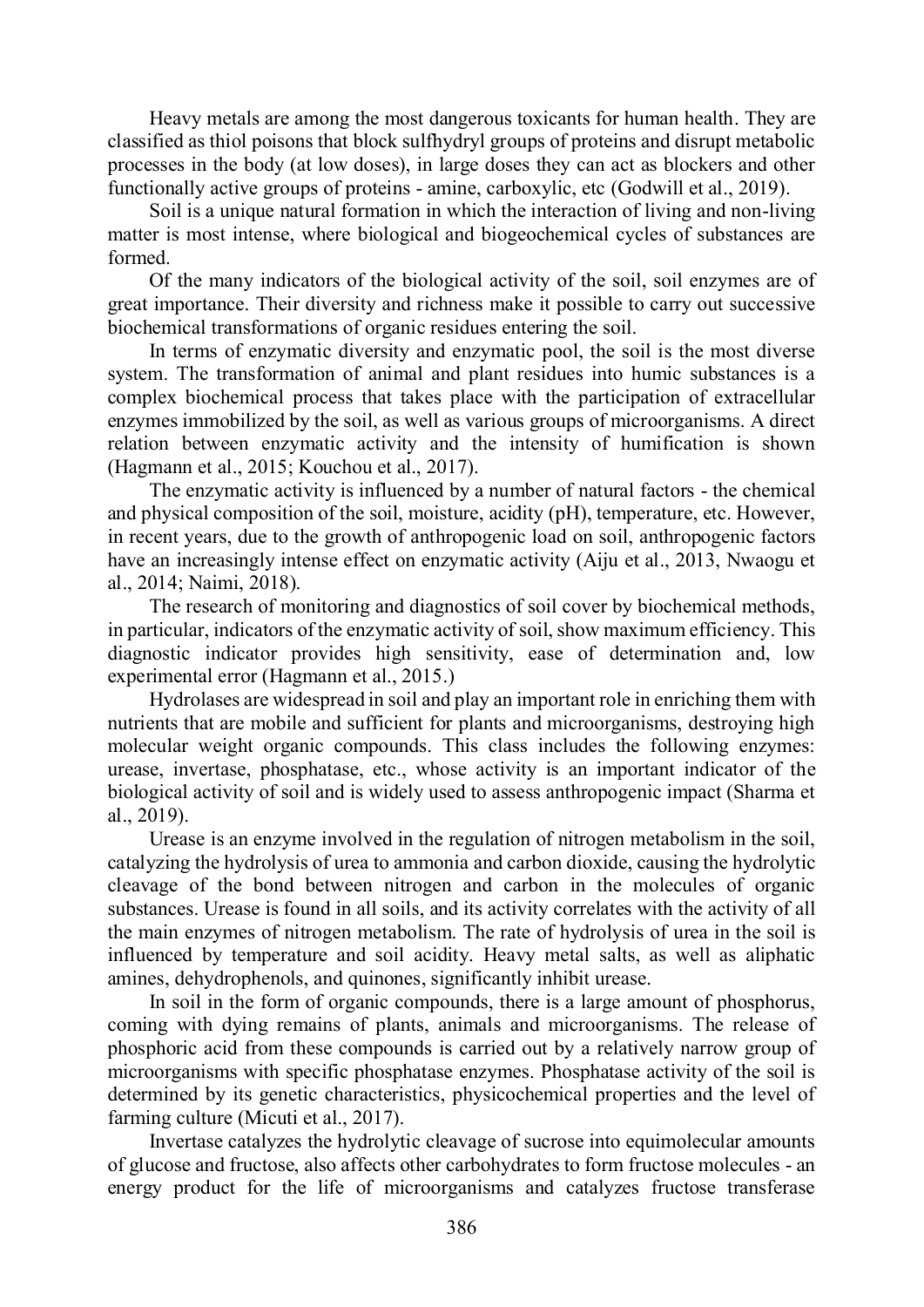Heavy metals are among the most dangerous toxicants for human health. They are classified as thiol poisons that block sulfhydryl groups of proteins and disrupt metabolic processes in the body (at low doses), in large doses they can act as blockers and other functionally active groups of proteins - amine, carboxylic, etc (Godwill et al., 2019).

Soil is a unique natural formation in which the interaction of living and non-living matter is most intense, where biological and biogeochemical cycles of substances are formed.

Of the many indicators of the biological activity of the soil, soil enzymes are of great importance. Their diversity and richness make it possible to carry out successive biochemical transformations of organic residues entering the soil.

In terms of enzymatic diversity and enzymatic pool, the soil is the most diverse system. The transformation of animal and plant residues into humic substances is a complex biochemical process that takes place with the participation of extracellular enzymes immobilized by the soil, as well as various groups of microorganisms. A direct relation between enzymatic activity and the intensity of humification is shown (Hagmann et al., 2015; Kouchou et al., 2017).

The enzymatic activity is influenced by a number of natural factors - the chemical and physical composition of the soil, moisture, acidity (pH), temperature, etc. However, in recent years, due to the growth of anthropogenic load on soil, anthropogenic factors have an increasingly intense effect on enzymatic activity (Aiju et al., 2013, Nwaogu et al., 2014; Naimi, 2018).

The research of monitoring and diagnostics of soil cover by biochemical methods, in particular, indicators of the enzymatic activity of soil, show maximum efficiency. This diagnostic indicator provides high sensitivity, ease of determination and, low experimental error (Hagmann et al., 2015.)

Hydrolases are widespread in soil and play an important role in enriching them with nutrients that are mobile and sufficient for plants and microorganisms, destroying high molecular weight organic compounds. This class includes the following enzymes: urease, invertase, phosphatase, etc., whose activity is an important indicator of the biological activity of soil and is widely used to assess anthropogenic impact (Sharma et al., 2019).

Urease is an enzyme involved in the regulation of nitrogen metabolism in the soil, catalyzing the hydrolysis of urea to ammonia and carbon dioxide, causing the hydrolytic cleavage of the bond between nitrogen and carbon in the molecules of organic substances. Urease is found in all soils, and its activity correlates with the activity of all the main enzymes of nitrogen metabolism. The rate of hydrolysis of urea in the soil is influenced by temperature and soil acidity. Heavy metal salts, as well as aliphatic amines, dehydrophenols, and quinones, significantly inhibit urease.

In soil in the form of organic compounds, there is a large amount of phosphorus, coming with dying remains of plants, animals and microorganisms. The release of phosphoric acid from these compounds is carried out by a relatively narrow group of microorganisms with specific phosphatase enzymes. Phosphatase activity of the soil is determined by its genetic characteristics, physicochemical properties and the level of farming culture (Micuti et al., 2017).

Invertase catalyzes the hydrolytic cleavage of sucrose into equimolecular amounts of glucose and fructose, also affects other carbohydrates to form fructose molecules - an energy product for the life of microorganisms and catalyzes fructose transferase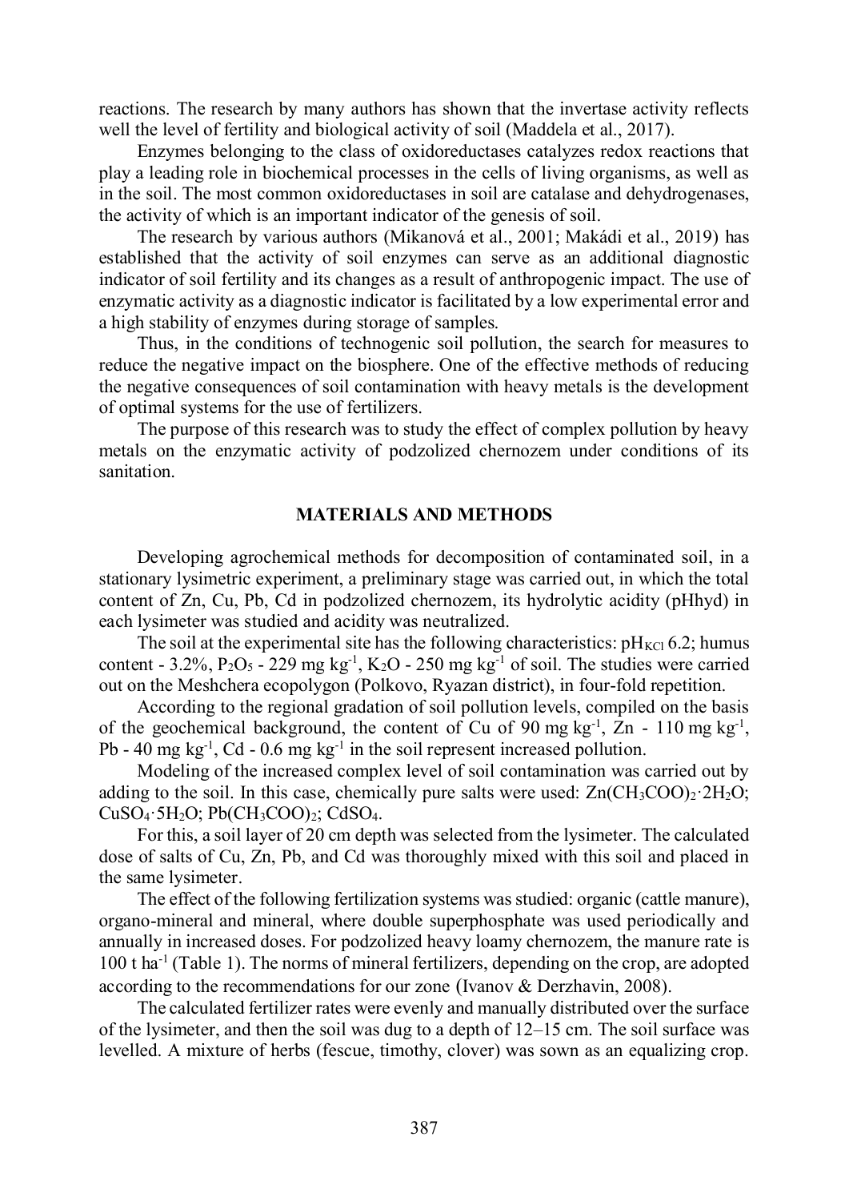reactions. The research by many authors has shown that the invertase activity reflects well the level of fertility and biological activity of soil (Maddela et al., 2017).

Enzymes belonging to the class of oxidoreductases catalyzes redox reactions that play a leading role in biochemical processes in the cells of living organisms, as well as in the soil. The most common oxidoreductases in soil are catalase and dehydrogenases, the activity of which is an important indicator of the genesis of soil.

The research by various authors (Mikanová et al., 2001; Makádi et al., 2019) has established that the activity of soil enzymes can serve as an additional diagnostic indicator of soil fertility and its changes as a result of anthropogenic impact. The use of enzymatic activity as a diagnostic indicator is facilitated by a low experimental error and a high stability of enzymes during storage of samples.

Thus, in the conditions of technogenic soil pollution, the search for measures to reduce the negative impact on the biosphere. One of the effective methods of reducing the negative consequences of soil contamination with heavy metals is the development of optimal systems for the use of fertilizers.

The purpose of this research was to study the effect of complex pollution by heavy metals on the enzymatic activity of podzolized chernozem under conditions of its sanitation.

## MATERIALS AND METHODS

Developing agrochemical methods for decomposition of contaminated soil, in a stationary lysimetric experiment, a preliminary stage was carried out, in which the total content of Zn, Cu, Pb, Cd in podzolized chernozem, its hydrolytic acidity (pHhyd) in each lysimeter was studied and acidity was neutralized.

The soil at the experimental site has the following characteristics: $pH_{KCl}$ 6.2; humus content - 3.2%, $P_2O_5$ - 229 mg kg$^{-1}$, $K_2O$ - 250 mg kg$^{-1}$ of soil. The studies were carried out on the Meshchera ecopolygon (Polkovo, Ryazan district), in four-fold repetition.

According to the regional gradation of soil pollution levels, compiled on the basis of the geochemical background, the content of Cu of 90 mg kg$^{-1}$, Zn - 110 mg kg$^{-1}$, Pb - 40 mg kg$^{-1}$, Cd - 0.6 mg kg$^{-1}$ in the soil represent increased pollution.

Modeling of the increased complex level of soil contamination was carried out by adding to the soil. In this case, chemically pure salts were used: $Zn(CH_3COO)_2 \cdot 2H_2O$; $CuSO_4 \cdot 5H_2O$; $Pb(CH_3COO)_2$; $CdSO_4$.

For this, a soil layer of 20 cm depth was selected from the lysimeter. The calculated dose of salts of Cu, Zn, Pb, and Cd was thoroughly mixed with this soil and placed in the same lysimeter.

The effect of the following fertilization systems was studied: organic (cattle manure), organo-mineral and mineral, where double superphosphate was used periodically and annually in increased doses. For podzolized heavy loamy chernozem, the manure rate is 100 t ha$^{-1}$ (Table 1). The norms of mineral fertilizers, depending on the crop, are adopted according to the recommendations for our zone (Ivanov & Derzhavin, 2008).

The calculated fertilizer rates were evenly and manually distributed over the surface of the lysimeter, and then the soil was dug to a depth of 12–15 cm. The soil surface was levelled. A mixture of herbs (fescue, timothy, clover) was sown as an equalizing crop.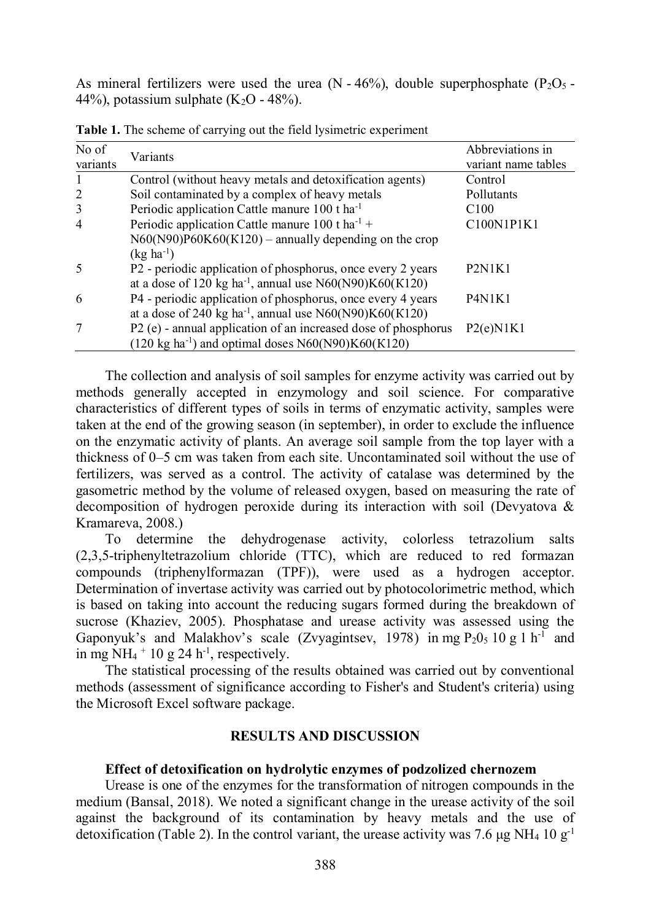As mineral fertilizers were used the urea (N - 46%), double superphosphate ($P_2O_5$ - 44%), potassium sulphate ($K_2O$ - 48%).

**Table 1.** The scheme of carrying out the field lysimetric experiment

| No of variants | Variants | Abbreviations in variant name tables |
|---|---|---|
| 1 | Control (without heavy metals and detoxification agents) | Control |
| 2 | Soil contaminated by a complex of heavy metals | Pollutants |
| 3 | Periodic application Cattle manure 100 t $ha^{-1}$ | C100 |
| 4 | Periodic application Cattle manure 100 t $ha^{-1}$ + N60(N90)P60K60(K120) – annually depending on the crop (kg $ha^{-1}$) | C100N1P1K1 |
| 5 | P2 - periodic application of phosphorus, once every 2 years at a dose of 120 kg $ha^{-1}$, annual use N60(N90)K60(K120) | P2N1K1 |
| 6 | P4 - periodic application of phosphorus, once every 4 years at a dose of 240 kg $ha^{-1}$, annual use N60(N90)K60(K120) | P4N1K1 |
| 7 | P2 (e) - annual application of an increased dose of phosphorus (120 kg $ha^{-1}$) and optimal doses N60(N90)K60(K120) | P2(e)N1K1 |

The collection and analysis of soil samples for enzyme activity was carried out by methods generally accepted in enzymology and soil science. For comparative characteristics of different types of soils in terms of enzymatic activity, samples were taken at the end of the growing season (in september), in order to exclude the influence on the enzymatic activity of plants. An average soil sample from the top layer with a thickness of 0–5 cm was taken from each site. Uncontaminated soil without the use of fertilizers, was served as a control. The activity of catalase was determined by the gasometric method by the volume of released oxygen, based on measuring the rate of decomposition of hydrogen peroxide during its interaction with soil (Devyatova & Kramareva, 2008.)

To determine the dehydrogenase activity, colorless tetrazolium salts (2,3,5-triphenyltetrazolium chloride (TTC), which are reduced to red formazan compounds (triphenylformazan (TPF)), were used as a hydrogen acceptor. Determination of invertase activity was carried out by photocolorimetric method, which is based on taking into account the reducing sugars formed during the breakdown of sucrose (Khaziev, 2005). Phosphatase and urease activity was assessed using the Gaponyuk's and Malakhov's scale (Zvyagintsev, 1978) in mg $P_2O_5$ 10 g 1 $h^{-1}$ and in mg $NH_4^+$ 10 g 24 $h^{-1}$, respectively.

The statistical processing of the results obtained was carried out by conventional methods (assessment of significance according to Fisher's and Student's criteria) using the Microsoft Excel software package.

## RESULTS AND DISCUSSION

### Effect of detoxification on hydrolytic enzymes of podzolized chernozem

Urease is one of the enzymes for the transformation of nitrogen compounds in the medium (Bansal, 2018). We noted a significant change in the urease activity of the soil against the background of its contamination by heavy metals and the use of detoxification (Table 2). In the control variant, the urease activity was 7.6 µg $NH_4$ 10 $g^{-1}$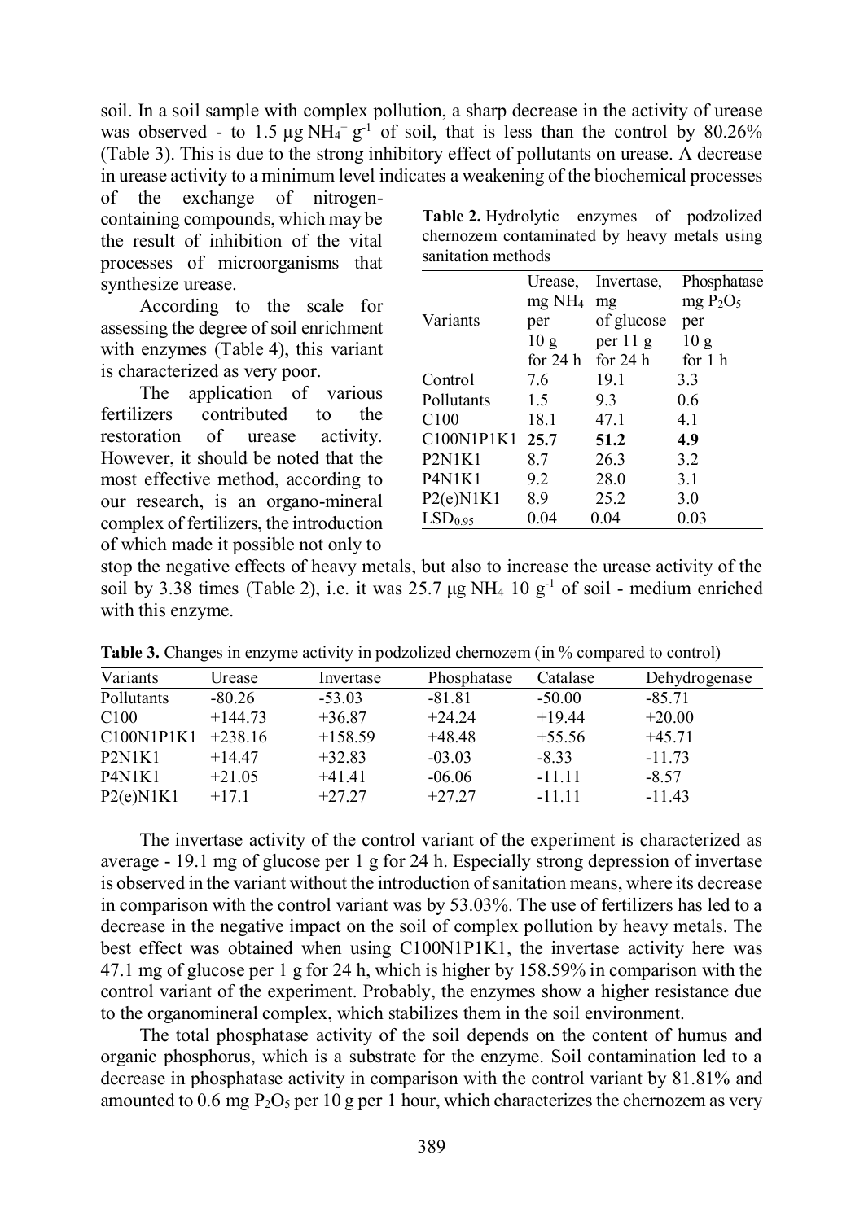soil. In a soil sample with complex pollution, a sharp decrease in the activity of urease was observed - to 1.5 µg $NH_4^+$ $g^{-1}$ of soil, that is less than the control by 80.26% (Table 3). This is due to the strong inhibitory effect of pollutants on urease. A decrease in urease activity to a minimum level indicates a weakening of the biochemical processes of the exchange of nitrogen-containing compounds, which may be the result of inhibition of the vital processes of microorganisms that synthesize urease.

According to the scale for assessing the degree of soil enrichment with enzymes (Table 4), this variant is characterized as very poor.

The application of various fertilizers contributed to the restoration of urease activity. However, it should be noted that the most effective method, according to our research, is an organo-mineral complex of fertilizers, the introduction of which made it possible not only to stop the negative effects of heavy metals, but also to increase the urease activity of the soil by 3.38 times (Table 2), i.e. it was 25.7 µg $NH_4$ 10 $g^{-1}$ of soil - medium enriched with this enzyme.

**Table 2.** Hydrolytic enzymes of podzolized chernozem contaminated by heavy metals using sanitation methods

| Variants | Urease, mg $NH_4$ per 10 g for 24 h | Invertase, mg of glucose per 11 g for 24 h | Phosphatase mg $P_2O_5$ per 10 g for 1 h |
|---|---|---|---|
| Control | 7.6 | 19.1 | 3.3 |
| Pollutants | 1.5 | 9.3 | 0.6 |
| C100 | 18.1 | 47.1 | 4.1 |
| C100N1P1K1 | **25.7** | **51.2** | **4.9** |
| P2N1K1 | 8.7 | 26.3 | 3.2 |
| P4N1K1 | 9.2 | 28.0 | 3.1 |
| P2(e)N1K1 | 8.9 | 25.2 | 3.0 |
| $LSD_{0.95}$ | 0.04 | 0.04 | 0.03 |

**Table 3.** Changes in enzyme activity in podzolized chernozem (in % compared to control)

| Variants | Urease | Invertase | Phosphatase | Catalase | Dehydrogenase |
|---|---|---|---|---|---|
| Pollutants | -80.26 | -53.03 | -81.81 | -50.00 | -85.71 |
| C100 | +144.73 | +36.87 | +24.24 | +19.44 | +20.00 |
| C100N1P1K1 | +238.16 | +158.59 | +48.48 | +55.56 | +45.71 |
| P2N1K1 | +14.47 | +32.83 | -03.03 | -8.33 | -11.73 |
| P4N1K1 | +21.05 | +41.41 | -06.06 | -11.11 | -8.57 |
| P2(e)N1K1 | +17.1 | +27.27 | +27.27 | -11.11 | -11.43 |

The invertase activity of the control variant of the experiment is characterized as average - 19.1 mg of glucose per 1 g for 24 h. Especially strong depression of invertase is observed in the variant without the introduction of sanitation means, where its decrease in comparison with the control variant was by 53.03%. The use of fertilizers has led to a decrease in the negative impact on the soil of complex pollution by heavy metals. The best effect was obtained when using C100N1P1K1, the invertase activity here was 47.1 mg of glucose per 1 g for 24 h, which is higher by 158.59% in comparison with the control variant of the experiment. Probably, the enzymes show a higher resistance due to the organomineral complex, which stabilizes them in the soil environment.

The total phosphatase activity of the soil depends on the content of humus and organic phosphorus, which is a substrate for the enzyme. Soil contamination led to a decrease in phosphatase activity in comparison with the control variant by 81.81% and amounted to 0.6 mg $P_2O_5$ per 10 g per 1 hour, which characterizes the chernozem as very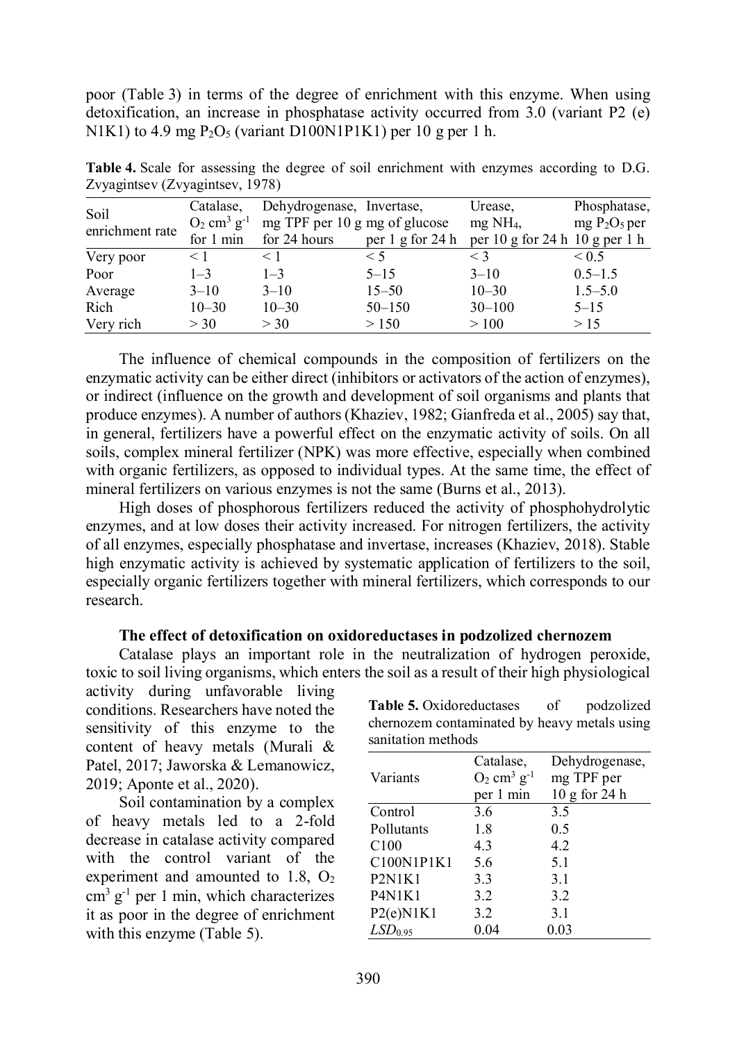poor (Table 3) in terms of the degree of enrichment with this enzyme. When using detoxification, an increase in phosphatase activity occurred from 3.0 (variant P2 (e) N1K1) to 4.9 mg $P_2O_5$ (variant D100N1P1K1) per 10 g per 1 h.

**Table 4.** Scale for assessing the degree of soil enrichment with enzymes according to D.G. Zvyagintsev (Zvyagintsev, 1978)

| Soil enrichment rate | Catalase, $O_2$ cm$^3$ g$^{-1}$ for 1 min | Dehydrogenase, mg TPF per 10 g for 24 hours | Invertase, mg of glucose per 1 g for 24 h | Urease, mg $NH_4$, per 10 g for 24 h | Phosphatase, mg $P_2O_5$ per 10 g per 1 h |
|---|---|---|---|---|---|
| Very poor | < 1 | < 1 | < 5 | < 3 | < 0.5 |
| Poor | 1–3 | 1–3 | 5–15 | 3–10 | 0.5–1.5 |
| Average | 3–10 | 3–10 | 15–50 | 10–30 | 1.5–5.0 |
| Rich | 10–30 | 10–30 | 50–150 | 30–100 | 5–15 |
| Very rich | > 30 | > 30 | > 150 | > 100 | > 15 |

The influence of chemical compounds in the composition of fertilizers on the enzymatic activity can be either direct (inhibitors or activators of the action of enzymes), or indirect (influence on the growth and development of soil organisms and plants that produce enzymes). A number of authors (Khaziev, 1982; Gianfreda et al., 2005) say that, in general, fertilizers have a powerful effect on the enzymatic activity of soils. On all soils, complex mineral fertilizer (NPK) was more effective, especially when combined with organic fertilizers, as opposed to individual types. At the same time, the effect of mineral fertilizers on various enzymes is not the same (Burns et al., 2013).

High doses of phosphorous fertilizers reduced the activity of phosphohydrolytic enzymes, and at low doses their activity increased. For nitrogen fertilizers, the activity of all enzymes, especially phosphatase and invertase, increases (Khaziev, 2018). Stable high enzymatic activity is achieved by systematic application of fertilizers to the soil, especially organic fertilizers together with mineral fertilizers, which corresponds to our research.

**The effect of detoxification on oxidoreductases in podzolized chernozem**

Catalase plays an important role in the neutralization of hydrogen peroxide, toxic to soil living organisms, which enters the soil as a result of their high physiological activity during unfavorable living conditions. Researchers have noted the sensitivity of this enzyme to the content of heavy metals (Murali & Patel, 2017; Jaworska & Lemanowicz, 2019; Aponte et al., 2020).

Soil contamination by a complex of heavy metals led to a 2-fold decrease in catalase activity compared with the control variant of the experiment and amounted to 1.8, $O_2$ cm$^3$ g$^{-1}$ per 1 min, which characterizes it as poor in the degree of enrichment with this enzyme (Table 5).

**Table 5.** Oxidoreductases of podzolized chernozem contaminated by heavy metals using sanitation methods

| Variants | Catalase, $O_2$ cm$^3$ g$^{-1}$ per 1 min | Dehydrogenase, mg TPF per 10 g for 24 h |
|---|---|---|
| Control | 3.6 | 3.5 |
| Pollutants | 1.8 | 0.5 |
| C100 | 4.3 | 4.2 |
| C100N1P1K1 | 5.6 | 5.1 |
| P2N1K1 | 3.3 | 3.1 |
| P4N1K1 | 3.2 | 3.2 |
| P2(e)N1K1 | 3.2 | 3.1 |
| $LSD_{0.95}$ | 0.04 | 0.03 |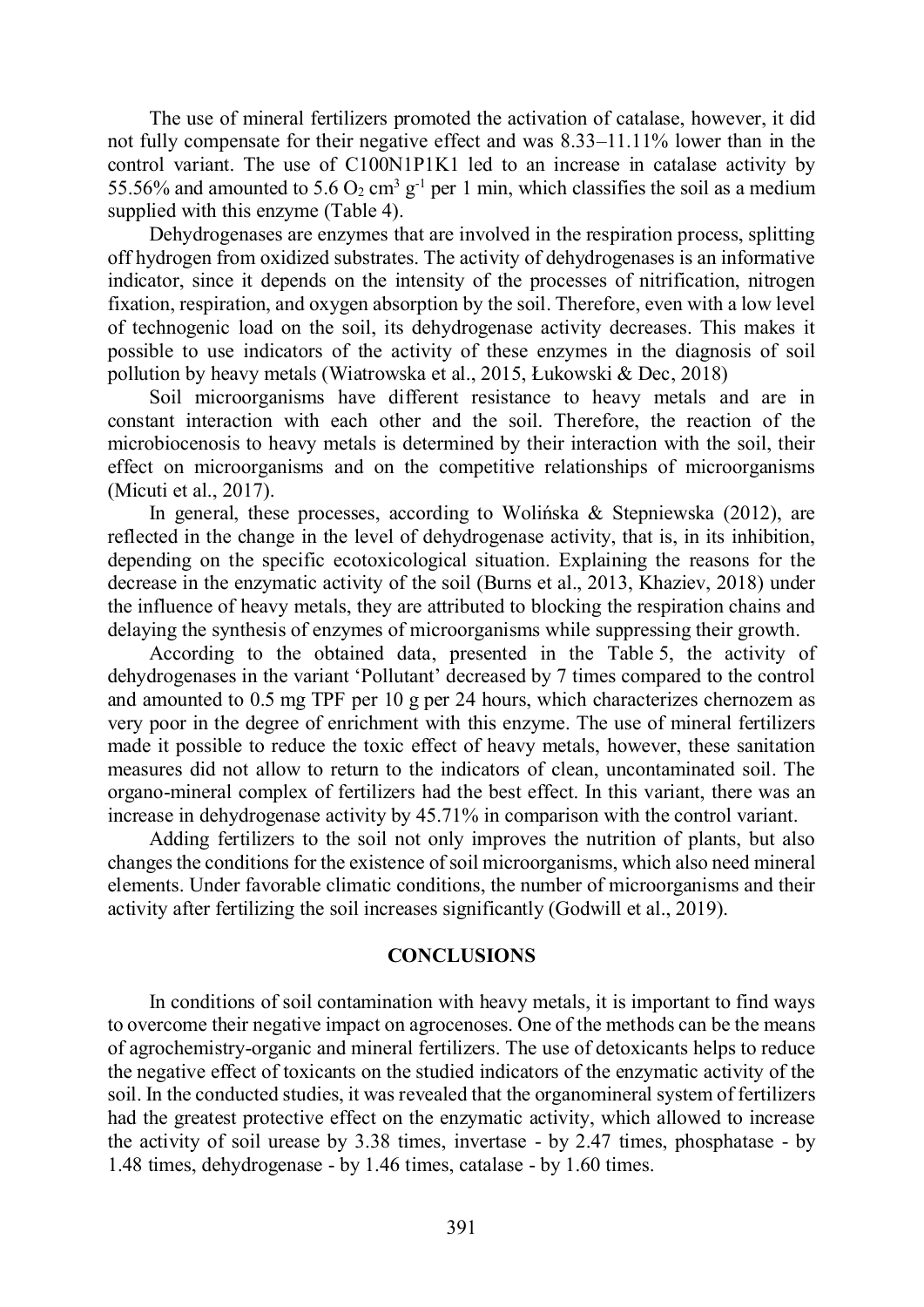The use of mineral fertilizers promoted the activation of catalase, however, it did not fully compensate for their negative effect and was 8.33–11.11% lower than in the control variant. The use of C100N1P1K1 led to an increase in catalase activity by 55.56% and amounted to 5.6 $O_2$ $cm^3$ $g^{-1}$ per 1 min, which classifies the soil as a medium supplied with this enzyme (Table 4).

Dehydrogenases are enzymes that are involved in the respiration process, splitting off hydrogen from oxidized substrates. The activity of dehydrogenases is an informative indicator, since it depends on the intensity of the processes of nitrification, nitrogen fixation, respiration, and oxygen absorption by the soil. Therefore, even with a low level of technogenic load on the soil, its dehydrogenase activity decreases. This makes it possible to use indicators of the activity of these enzymes in the diagnosis of soil pollution by heavy metals (Wiatrowska et al., 2015, Łukowski & Dec, 2018)

Soil microorganisms have different resistance to heavy metals and are in constant interaction with each other and the soil. Therefore, the reaction of the microbiocenosis to heavy metals is determined by their interaction with the soil, their effect on microorganisms and on the competitive relationships of microorganisms (Micuti et al., 2017).

In general, these processes, according to Wolińska & Stepniewska (2012), are reflected in the change in the level of dehydrogenase activity, that is, in its inhibition, depending on the specific ecotoxicological situation. Explaining the reasons for the decrease in the enzymatic activity of the soil (Burns et al., 2013, Khaziev, 2018) under the influence of heavy metals, they are attributed to blocking the respiration chains and delaying the synthesis of enzymes of microorganisms while suppressing their growth.

According to the obtained data, presented in the Table 5, the activity of dehydrogenases in the variant 'Pollutant' decreased by 7 times compared to the control and amounted to 0.5 mg TPF per 10 g per 24 hours, which characterizes chernozem as very poor in the degree of enrichment with this enzyme. The use of mineral fertilizers made it possible to reduce the toxic effect of heavy metals, however, these sanitation measures did not allow to return to the indicators of clean, uncontaminated soil. The organo-mineral complex of fertilizers had the best effect. In this variant, there was an increase in dehydrogenase activity by 45.71% in comparison with the control variant.

Adding fertilizers to the soil not only improves the nutrition of plants, but also changes the conditions for the existence of soil microorganisms, which also need mineral elements. Under favorable climatic conditions, the number of microorganisms and their activity after fertilizing the soil increases significantly (Godwill et al., 2019).

## CONCLUSIONS

In conditions of soil contamination with heavy metals, it is important to find ways to overcome their negative impact on agrocenoses. One of the methods can be the means of agrochemistry-organic and mineral fertilizers. The use of detoxicants helps to reduce the negative effect of toxicants on the studied indicators of the enzymatic activity of the soil. In the conducted studies, it was revealed that the organomineral system of fertilizers had the greatest protective effect on the enzymatic activity, which allowed to increase the activity of soil urease by 3.38 times, invertase - by 2.47 times, phosphatase - by 1.48 times, dehydrogenase - by 1.46 times, catalase - by 1.60 times.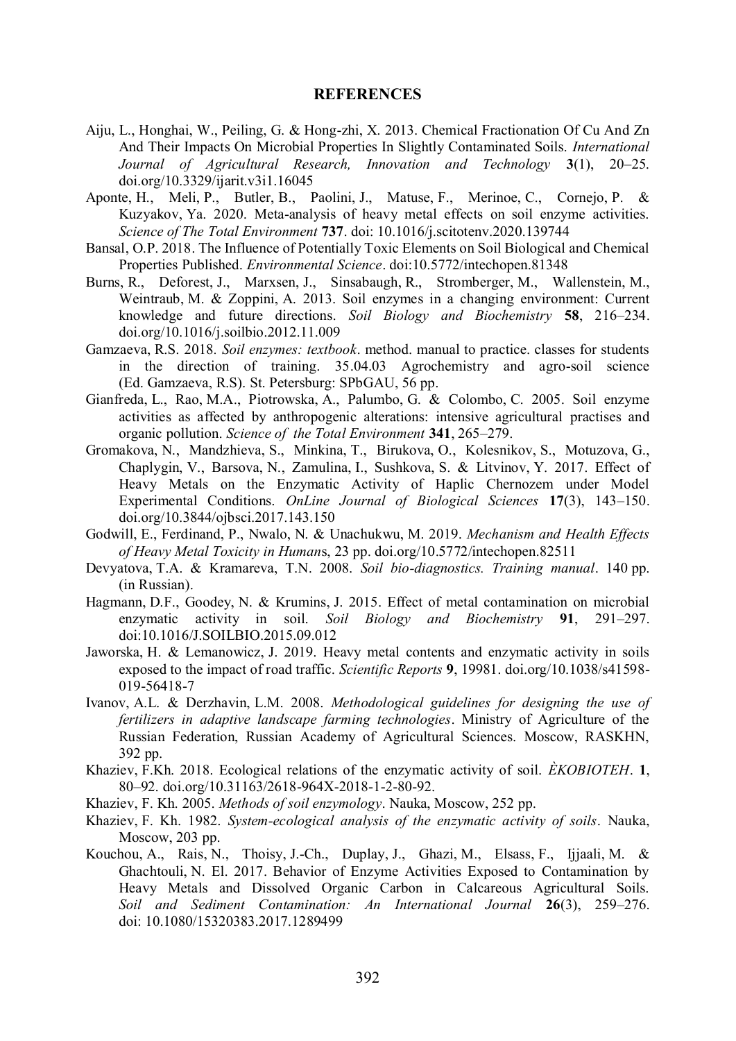## REFERENCES

Aiju, L., Honghai, W., Peiling, G. & Hong-zhi, X. 2013. Chemical Fractionation Of Cu And Zn And Their Impacts On Microbial Properties In Slightly Contaminated Soils. *International Journal of Agricultural Research, Innovation and Technology* **3**(1), 20–25. doi.org/10.3329/ijarit.v3i1.16045

Aponte, H., Meli, P., Butler, B., Paolini, J., Matuse, F., Merinoe, C., Cornejo, P. & Kuzyakov, Ya. 2020. Meta-analysis of heavy metal effects on soil enzyme activities. *Science of The Total Environment* **737**. doi: 10.1016/j.scitotenv.2020.139744

Bansal, O.P. 2018. The Influence of Potentially Toxic Elements on Soil Biological and Chemical Properties Published. *Environmental Science*. doi:10.5772/intechopen.81348

Burns, R., Deforest, J., Marxsen, J., Sinsabaugh, R., Stromberger, M., Wallenstein, M., Weintraub, M. & Zoppini, A. 2013. Soil enzymes in a changing environment: Current knowledge and future directions. *Soil Biology and Biochemistry* **58**, 216–234. doi.org/10.1016/j.soilbio.2012.11.009

Gamzaeva, R.S. 2018. *Soil enzymes: textbook*. method. manual to practice. classes for students in the direction of training. 35.04.03 Agrochemistry and agro-soil science (Ed. Gamzaeva, R.S). St. Petersburg: SPbGAU, 56 pp.

Gianfreda, L., Rao, M.A., Piotrowska, A., Palumbo, G. & Colombo, C. 2005. Soil enzyme activities as affected by anthropogenic alterations: intensive agricultural practises and organic pollution. *Science of the Total Environment* **341**, 265–279.

Gromakova, N., Mandzhieva, S., Minkina, T., Birukova, O., Kolesnikov, S., Motuzova, G., Chaplygin, V., Barsova, N., Zamulina, I., Sushkova, S. & Litvinov, Y. 2017. Effect of Heavy Metals on the Enzymatic Activity of Haplic Chernozem under Model Experimental Conditions. *OnLine Journal of Biological Sciences* **17**(3), 143–150. doi.org/10.3844/ojbsci.2017.143.150

Godwill, E., Ferdinand, P., Nwalo, N. & Unachukwu, M. 2019. *Mechanism and Health Effects of Heavy Metal Toxicity in Humans*, 23 pp. doi.org/10.5772/intechopen.82511

Devyatova, T.A. & Kramareva, T.N. 2008. *Soil bio-diagnostics. Training manual*. 140 pp. (in Russian).

Hagmann, D.F., Goodey, N. & Krumins, J. 2015. Effect of metal contamination on microbial enzymatic activity in soil. *Soil Biology and Biochemistry* **91**, 291–297. doi:10.1016/J.SOILBIO.2015.09.012

Jaworska, H. & Lemanowicz, J. 2019. Heavy metal contents and enzymatic activity in soils exposed to the impact of road traffic. *Scientific Reports* **9**, 19981. doi.org/10.1038/s41598-019-56418-7

Ivanov, A.L. & Derzhavin, L.M. 2008. *Methodological guidelines for designing the use of fertilizers in adaptive landscape farming technologies*. Ministry of Agriculture of the Russian Federation, Russian Academy of Agricultural Sciences. Moscow, RASKHN, 392 pp.

Khaziev, F.Kh. 2018. Ecological relations of the enzymatic activity of soil. *ÈKOBIOTEH*. **1**, 80–92. doi.org/10.31163/2618-964X-2018-1-2-80-92.

Khaziev, F. Kh. 2005. *Methods of soil enzymology*. Nauka, Moscow, 252 pp.

Khaziev, F. Kh. 1982. *System-ecological analysis of the enzymatic activity of soils*. Nauka, Moscow, 203 pp.

Kouchou, A., Rais, N., Thoisy, J.-Ch., Duplay, J., Ghazi, M., Elsass, F., Ijjaali, M. & Ghachtouli, N. El. 2017. Behavior of Enzyme Activities Exposed to Contamination by Heavy Metals and Dissolved Organic Carbon in Calcareous Agricultural Soils. *Soil and Sediment Contamination: An International Journal* **26**(3), 259–276. doi: 10.1080/15320383.2017.1289499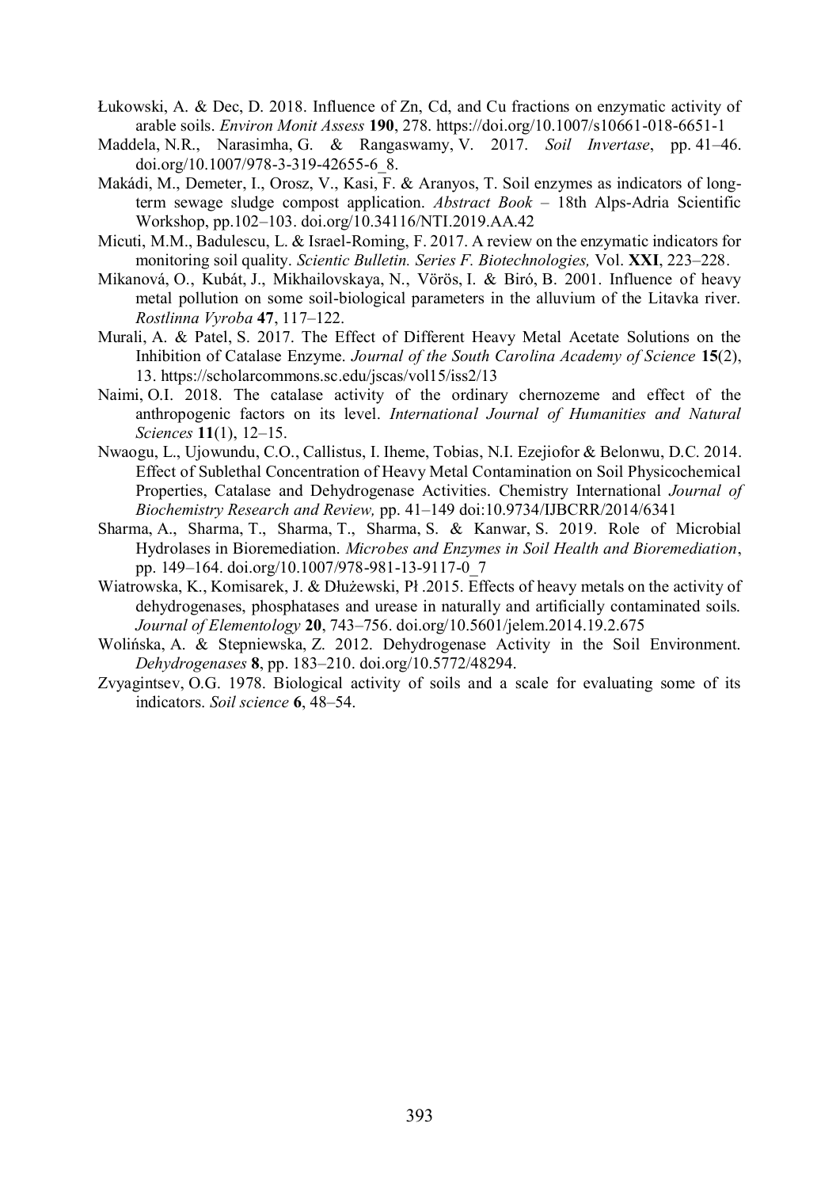Łukowski, A. & Dec, D. 2018. Influence of Zn, Cd, and Cu fractions on enzymatic activity of arable soils. *Environ Monit Assess* **190**, 278. https://doi.org/10.1007/s10661-018-6651-1

Maddela, N.R., Narasimha, G. & Rangaswamy, V. 2017. *Soil Invertase*, pp. 41–46. doi.org/10.1007/978-3-319-42655-6_8.

Makádi, M., Demeter, I., Orosz, V., Kasi, F. & Aranyos, T. Soil enzymes as indicators of long-term sewage sludge compost application. *Abstract Book* – 18th Alps-Adria Scientific Workshop, pp.102–103. doi.org/10.34116/NTI.2019.AA.42

Micuti, M.M., Badulescu, L. & Israel-Roming, F. 2017. A review on the enzymatic indicators for monitoring soil quality. *Scientic Bulletin. Series F. Biotechnologies,* Vol. **XXI**, 223–228.

Mikanová, O., Kubát, J., Mikhailovskaya, N., Vörös, I. & Biró, B. 2001. Influence of heavy metal pollution on some soil-biological parameters in the alluvium of the Litavka river. *Rostlinna Vyroba* **47**, 117–122.

Murali, A. & Patel, S. 2017. The Effect of Different Heavy Metal Acetate Solutions on the Inhibition of Catalase Enzyme. *Journal of the South Carolina Academy of Science* **15**(2), 13. https://scholarcommons.sc.edu/jscas/vol15/iss2/13

Naimi, O.I. 2018. The catalase activity of the ordinary chernozeme and effect of the anthropogenic factors on its level. *International Journal of Humanities and Natural Sciences* **11**(1), 12–15.

Nwaogu, L., Ujowundu, C.O., Callistus, I. Iheme, Tobias, N.I. Ezejiofor & Belonwu, D.C. 2014. Effect of Sublethal Concentration of Heavy Metal Contamination on Soil Physicochemical Properties, Catalase and Dehydrogenase Activities. Chemistry International *Journal of Biochemistry Research and Review,* pp. 41–149 doi:10.9734/IJBCRR/2014/6341

Sharma, A., Sharma, T., Sharma, T., Sharma, S. & Kanwar, S. 2019. Role of Microbial Hydrolases in Bioremediation. *Microbes and Enzymes in Soil Health and Bioremediation*, pp. 149–164. doi.org/10.1007/978-981-13-9117-0_7

Wiatrowska, K., Komisarek, J. & Dłużewski, Pł .2015. Effects of heavy metals on the activity of dehydrogenases, phosphatases and urease in naturally and artificially contaminated soils. *Journal of Elementology* **20**, 743–756. doi.org/10.5601/jelem.2014.19.2.675

Wolińska, A. & Stepniewska, Z. 2012. Dehydrogenase Activity in the Soil Environment. *Dehydrogenases* **8**, pp. 183–210. doi.org/10.5772/48294.

Zvyagintsev, O.G. 1978. Biological activity of soils and a scale for evaluating some of its indicators. *Soil science* **6**, 48–54.